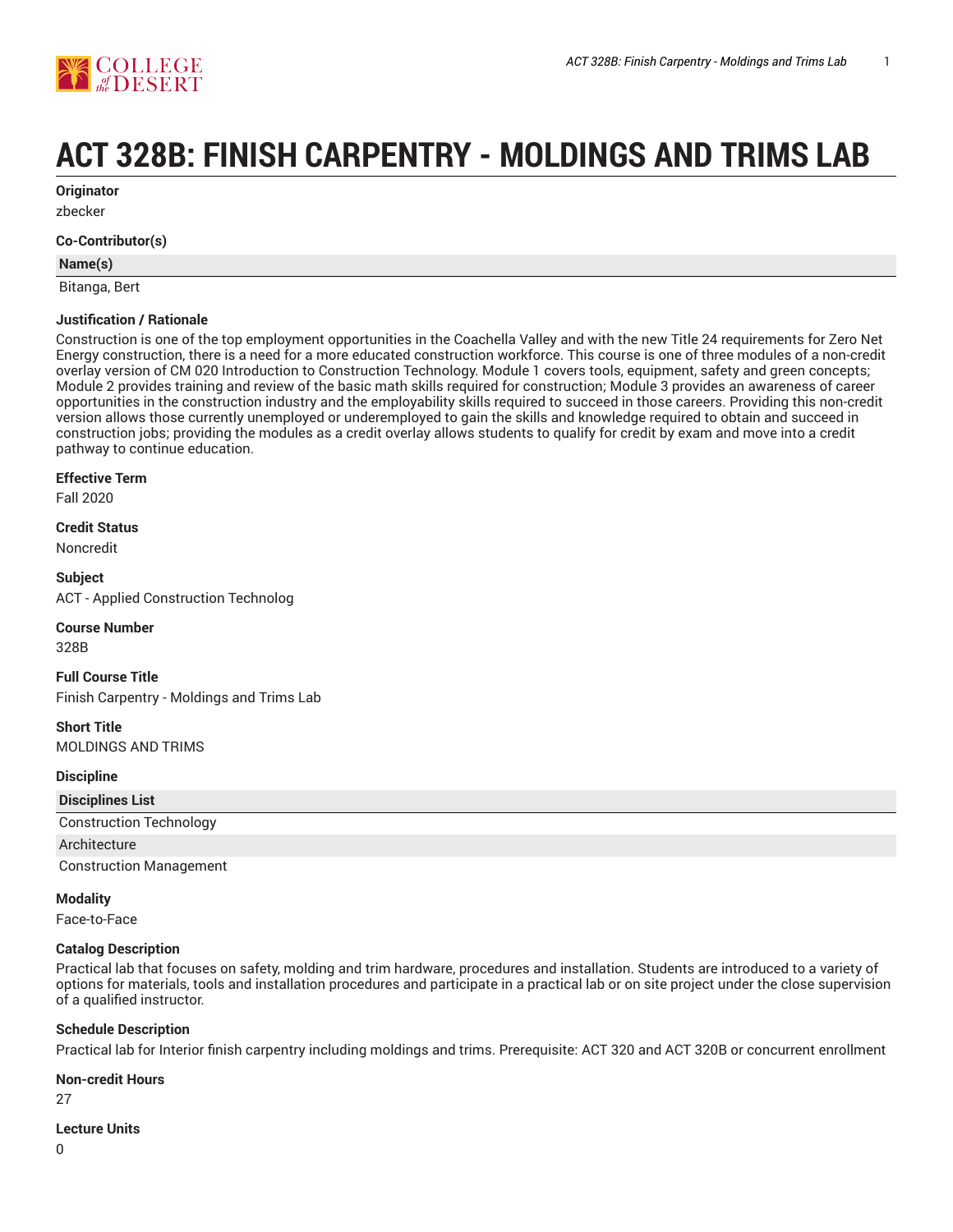# ACT 328B: FINISH CARPENTRY - MOLDINGS AND TRIMS LAB

**Originator**

zbecker

**Co-Contributor(s)**

| Name(s) |
|---|
| Bitanga, Bert |

**Justification / Rationale**

Construction is one of the top employment opportunities in the Coachella Valley and with the new Title 24 requirements for Zero Net Energy construction, there is a need for a more educated construction workforce. This course is one of three modules of a non-credit overlay version of CM 020 Introduction to Construction Technology. Module 1 covers tools, equipment, safety and green concepts; Module 2 provides training and review of the basic math skills required for construction; Module 3 provides an awareness of career opportunities in the construction industry and the employability skills required to succeed in those careers. Providing this non-credit version allows those currently unemployed or underemployed to gain the skills and knowledge required to obtain and succeed in construction jobs; providing the modules as a credit overlay allows students to qualify for credit by exam and move into a credit pathway to continue education.

**Effective Term**

Fall 2020

**Credit Status**

Noncredit

**Subject**

ACT - Applied Construction Technolog

**Course Number**

328B

**Full Course Title**

Finish Carpentry - Moldings and Trims Lab

**Short Title**

MOLDINGS AND TRIMS

**Discipline**

| Disciplines List |
|---|
| Construction Technology |
| Architecture |
| Construction Management |

**Modality**

Face-to-Face

**Catalog Description**

Practical lab that focuses on safety, molding and trim hardware, procedures and installation. Students are introduced to a variety of options for materials, tools and installation procedures and participate in a practical lab or on site project under the close supervision of a qualified instructor.

**Schedule Description**

Practical lab for Interior finish carpentry including moldings and trims. Prerequisite: ACT 320 and ACT 320B or concurrent enrollment

**Non-credit Hours**

27

**Lecture Units**

0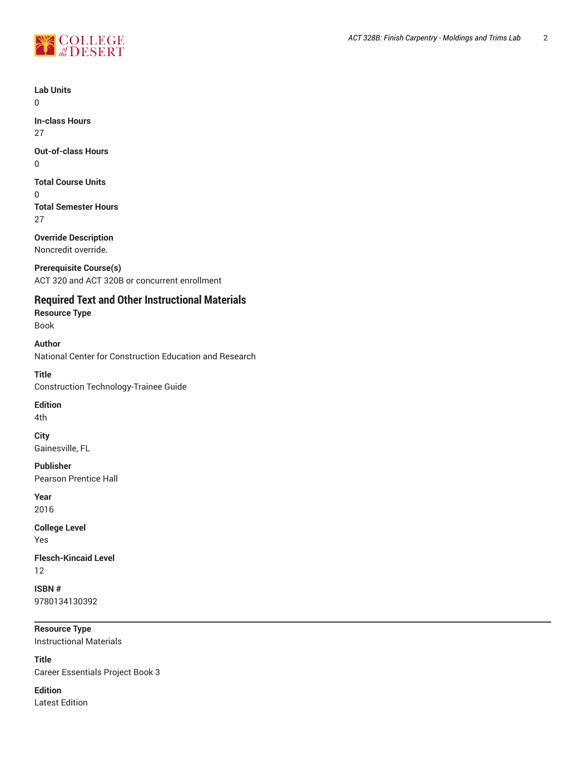**Lab Units**
0

**In-class Hours**
27

**Out-of-class Hours**
0

**Total Course Units**
0

**Total Semester Hours**
27

**Override Description**
Noncredit override.

**Prerequisite Course(s)**
ACT 320 and ACT 320B or concurrent enrollment

## Required Text and Other Instructional Materials

**Resource Type**
Book

**Author**
National Center for Construction Education and Research

**Title**
Construction Technology-Trainee Guide

**Edition**
4th

**City**
Gainesville, FL

**Publisher**
Pearson Prentice Hall

**Year**
2016

**College Level**
Yes

**Flesch-Kincaid Level**
12

**ISBN #**
9780134130392

---

**Resource Type**
Instructional Materials

**Title**
Career Essentials Project Book 3

**Edition**
Latest Edition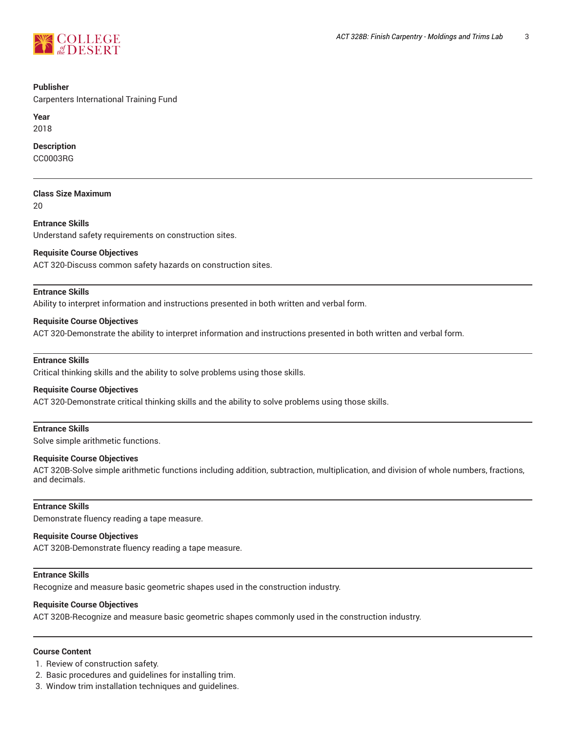**Publisher**
Carpenters International Training Fund

**Year**
2018

**Description**
CC0003RG

---

**Class Size Maximum**
20

**Entrance Skills**
Understand safety requirements on construction sites.

**Requisite Course Objectives**
ACT 320-Discuss common safety hazards on construction sites.

---

**Entrance Skills**
Ability to interpret information and instructions presented in both written and verbal form.

**Requisite Course Objectives**
ACT 320-Demonstrate the ability to interpret information and instructions presented in both written and verbal form.

---

**Entrance Skills**
Critical thinking skills and the ability to solve problems using those skills.

**Requisite Course Objectives**
ACT 320-Demonstrate critical thinking skills and the ability to solve problems using those skills.

---

**Entrance Skills**
Solve simple arithmetic functions.

**Requisite Course Objectives**
ACT 320B-Solve simple arithmetic functions including addition, subtraction, multiplication, and division of whole numbers, fractions, and decimals.

---

**Entrance Skills**
Demonstrate fluency reading a tape measure.

**Requisite Course Objectives**
ACT 320B-Demonstrate fluency reading a tape measure.

---

**Entrance Skills**
Recognize and measure basic geometric shapes used in the construction industry.

**Requisite Course Objectives**
ACT 320B-Recognize and measure basic geometric shapes commonly used in the construction industry.

---

**Course Content**

1. Review of construction safety.
2. Basic procedures and guidelines for installing trim.
3. Window trim installation techniques and guidelines.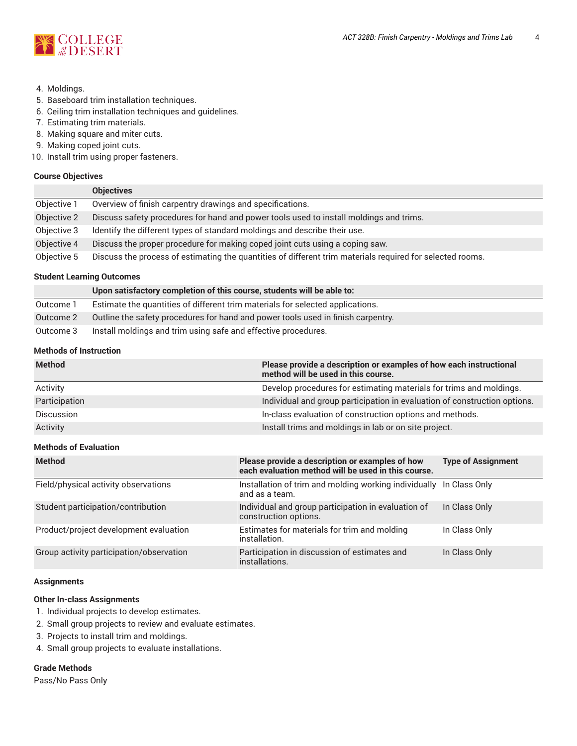4. Moldings.
5. Baseboard trim installation techniques.
6. Ceiling trim installation techniques and guidelines.
7. Estimating trim materials.
8. Making square and miter cuts.
9. Making coped joint cuts.
10. Install trim using proper fasteners.

## Course Objectives

| | Objectives |
|---|---|
| Objective 1 | Overview of finish carpentry drawings and specifications. |
| Objective 2 | Discuss safety procedures for hand and power tools used to install moldings and trims. |
| Objective 3 | Identify the different types of standard moldings and describe their use. |
| Objective 4 | Discuss the proper procedure for making coped joint cuts using a coping saw. |
| Objective 5 | Discuss the process of estimating the quantities of different trim materials required for selected rooms. |

## Student Learning Outcomes

| | Upon satisfactory completion of this course, students will be able to: |
|---|---|
| Outcome 1 | Estimate the quantities of different trim materials for selected applications. |
| Outcome 2 | Outline the safety procedures for hand and power tools used in finish carpentry. |
| Outcome 3 | Install moldings and trim using safe and effective procedures. |

## Methods of Instruction

| Method | Please provide a description or examples of how each instructional method will be used in this course. |
|---|---|
| Activity | Develop procedures for estimating materials for trims and moldings. |
| Participation | Individual and group participation in evaluation of construction options. |
| Discussion | In-class evaluation of construction options and methods. |
| Activity | Install trims and moldings in lab or on site project. |

## Methods of Evaluation

| Method | Please provide a description or examples of how each evaluation method will be used in this course. | Type of Assignment |
|---|---|---|
| Field/physical activity observations | Installation of trim and molding working individually and as a team. | In Class Only |
| Student participation/contribution | Individual and group participation in evaluation of construction options. | In Class Only |
| Product/project development evaluation | Estimates for materials for trim and molding installation. | In Class Only |
| Group activity participation/observation | Participation in discussion of estimates and installations. | In Class Only |

## Assignments

### Other In-class Assignments

1. Individual projects to develop estimates.
2. Small group projects to review and evaluate estimates.
3. Projects to install trim and moldings.
4. Small group projects to evaluate installations.

## Grade Methods

Pass/No Pass Only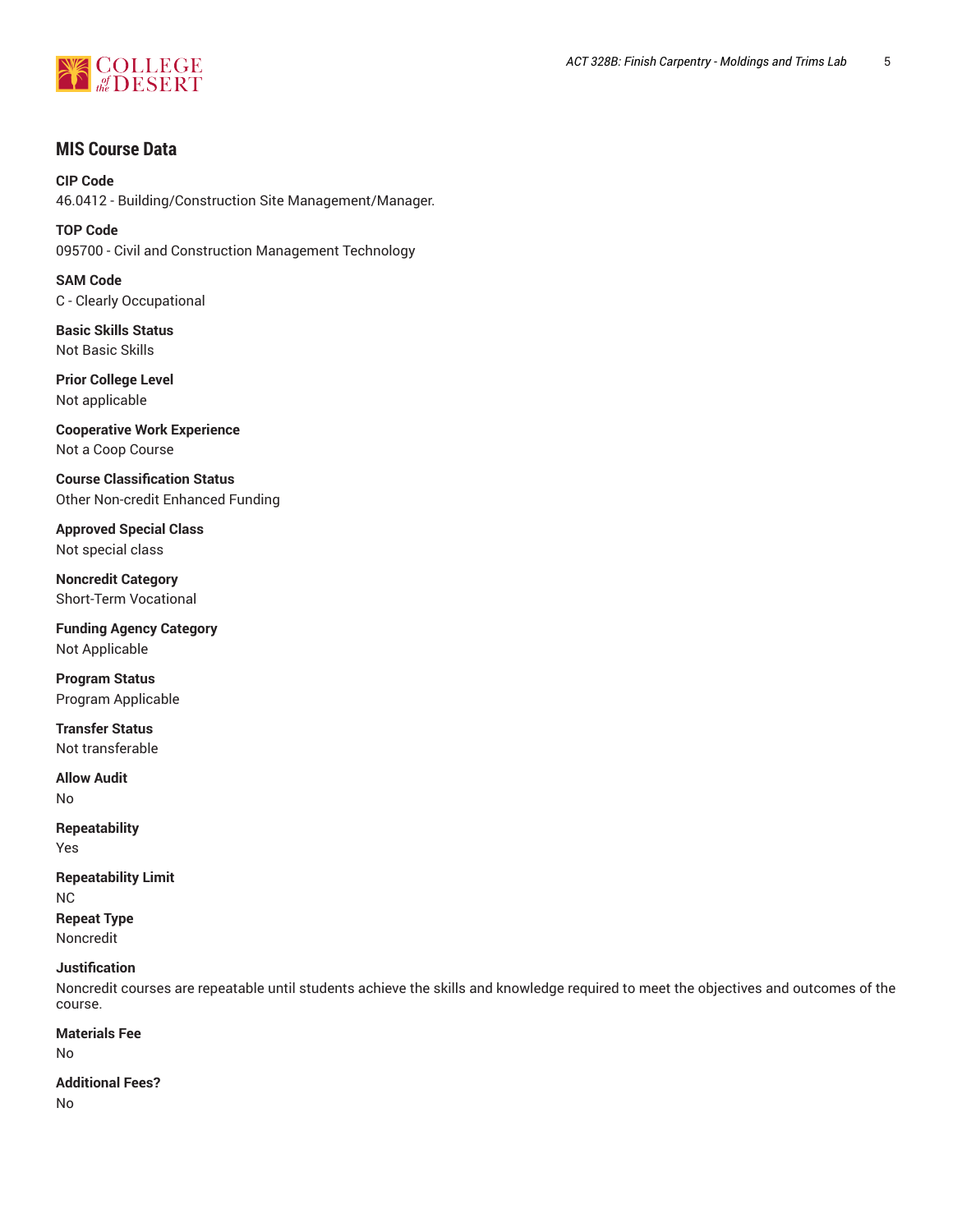## MIS Course Data

**CIP Code**
46.0412 - Building/Construction Site Management/Manager.

**TOP Code**
095700 - Civil and Construction Management Technology

**SAM Code**
C - Clearly Occupational

**Basic Skills Status**
Not Basic Skills

**Prior College Level**
Not applicable

**Cooperative Work Experience**
Not a Coop Course

**Course Classification Status**
Other Non-credit Enhanced Funding

**Approved Special Class**
Not special class

**Noncredit Category**
Short-Term Vocational

**Funding Agency Category**
Not Applicable

**Program Status**
Program Applicable

**Transfer Status**
Not transferable

**Allow Audit**
No

**Repeatability**
Yes

**Repeatability Limit**
NC

**Repeat Type**
Noncredit

**Justification**
Noncredit courses are repeatable until students achieve the skills and knowledge required to meet the objectives and outcomes of the course.

**Materials Fee**
No

**Additional Fees?**
No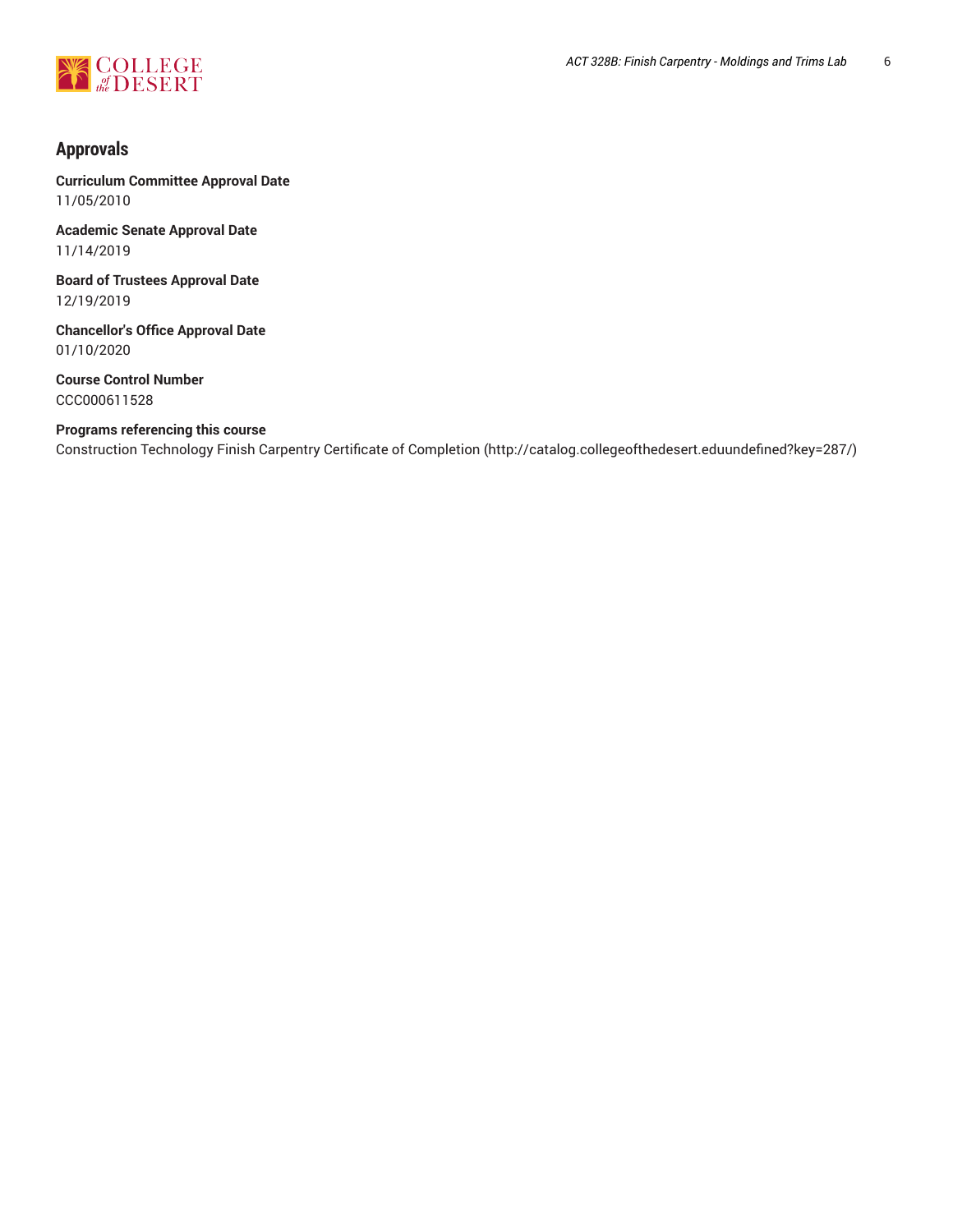## Approvals

**Curriculum Committee Approval Date**
11/05/2010

**Academic Senate Approval Date**
11/14/2019

**Board of Trustees Approval Date**
12/19/2019

**Chancellor's Office Approval Date**
01/10/2020

**Course Control Number**
CCC000611528

**Programs referencing this course**
Construction Technology Finish Carpentry Certificate of Completion (http://catalog.collegeofthedesert.eduundefined?key=287/)